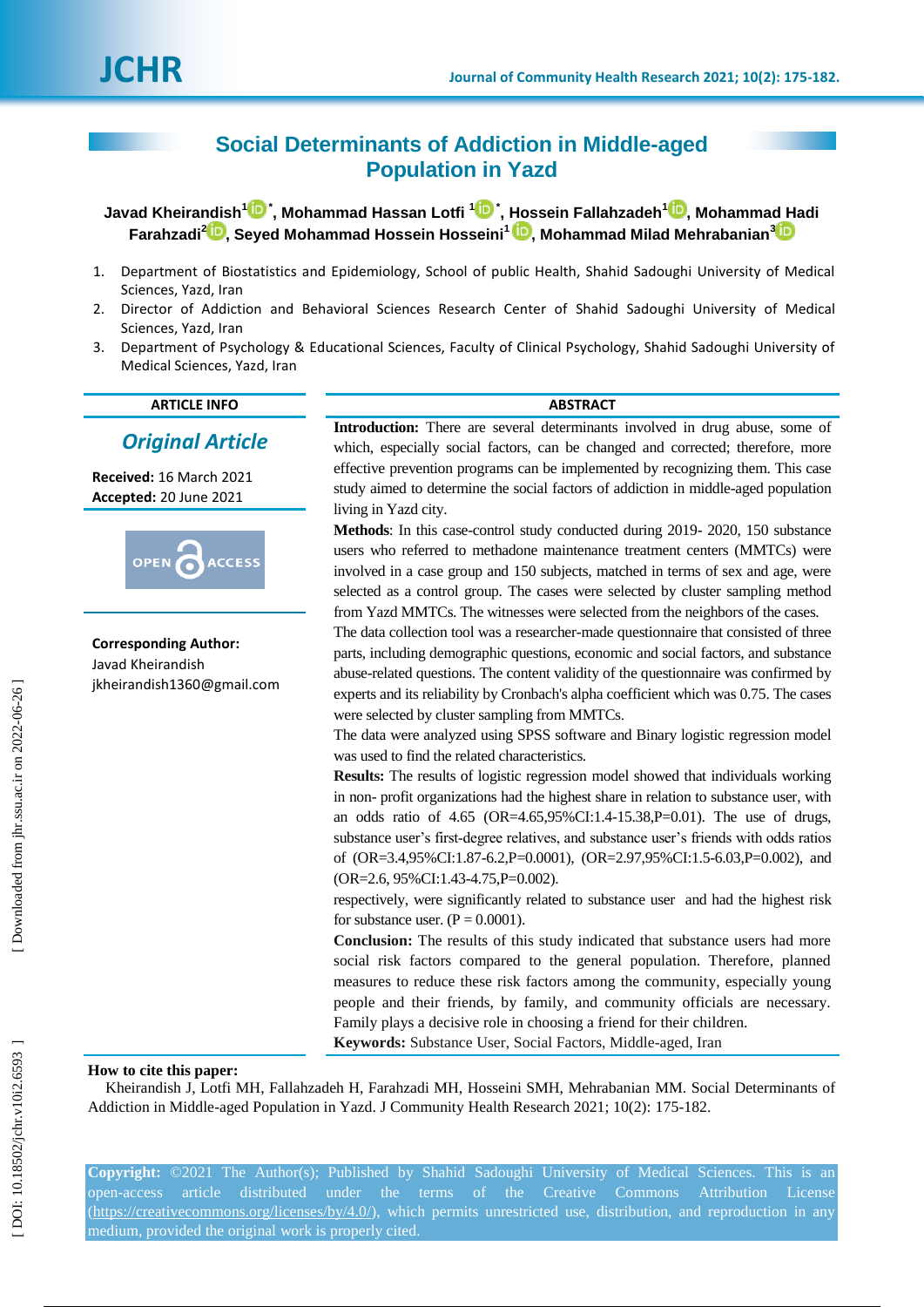# Social Determinants of Addiction in Middle-aged Population in Yazd

**Javad Kheirandish[1]\*, Mohammad Hassan Lotfi[1]\*, Hossein Fallahzadeh[1], Mohammad Hadi Farahzadi[2], Seyed Mohammad Hossein Hosseini[1], Mohammad Milad Mehrabanian[3]**

1. Department of Biostatistics and Epidemiology, School of public Health, Shahid Sadoughi University of Medical Sciences, Yazd, Iran
2. Director of Addiction and Behavioral Sciences Research Center of Shahid Sadoughi University of Medical Sciences, Yazd, Iran
3. Department of Psychology & Educational Sciences, Faculty of Clinical Psychology, Shahid Sadoughi University of Medical Sciences, Yazd, Iran

**ARTICLE INFO**

***Original Article***

**Received:** 16 March 2021
**Accepted:** 20 June 2021

OPEN ACCESS

**Corresponding Author:**
Javad Kheirandish
jkheirandish1360@gmail.com

**ABSTRACT**

**Introduction:** There are several determinants involved in drug abuse, some of which, especially social factors, can be changed and corrected; therefore, more effective prevention programs can be implemented by recognizing them. This case study aimed to determine the social factors of addiction in middle-aged population living in Yazd city.

**Methods**: In this case-control study conducted during 2019- 2020, 150 substance users who referred to methadone maintenance treatment centers (MMTCs) were involved in a case group and 150 subjects, matched in terms of sex and age, were selected as a control group. The cases were selected by cluster sampling method from Yazd MMTCs. The witnesses were selected from the neighbors of the cases. The data collection tool was a researcher-made questionnaire that consisted of three parts, including demographic questions, economic and social factors, and substance abuse-related questions. The content validity of the questionnaire was confirmed by experts and its reliability by Cronbach's alpha coefficient which was 0.75. The cases were selected by cluster sampling from MMTCs.

The data were analyzed using SPSS software and Binary logistic regression model was used to find the related characteristics.

**Results:** The results of logistic regression model showed that individuals working in non- profit organizations had the highest share in relation to substance user, with an odds ratio of 4.65 (OR=4.65,95%CI:1.4-15.38,P=0.01). The use of drugs, substance user's first-degree relatives, and substance user's friends with odds ratios of (OR=3.4,95%CI:1.87-6.2,P=0.0001), (OR=2.97,95%CI:1.5-6.03,P=0.002), and (OR=2.6, 95%CI:1.43-4.75,P=0.002).

respectively, were significantly related to substance user and had the highest risk for substance user. (P = 0.0001).

**Conclusion:** The results of this study indicated that substance users had more social risk factors compared to the general population. Therefore, planned measures to reduce these risk factors among the community, especially young people and their friends, by family, and community officials are necessary. Family plays a decisive role in choosing a friend for their children.

**Keywords:** Substance User, Social Factors, Middle-aged, Iran

**How to cite this paper:**

Kheirandish J, Lotfi MH, Fallahzadeh H, Farahzadi MH, Hosseini SMH, Mehrabanian MM. Social Determinants of Addiction in Middle-aged Population in Yazd. J Community Health Research 2021; 10(2): 175-182.

**Copyright:** ©2021 The Author(s); Published by Shahid Sadoughi University of Medical Sciences. This is an open-access article distributed under the terms of the Creative Commons Attribution License (https://creativecommons.org/licenses/by/4.0/), which permits unrestricted use, distribution, and reproduction in any medium, provided the original work is properly cited.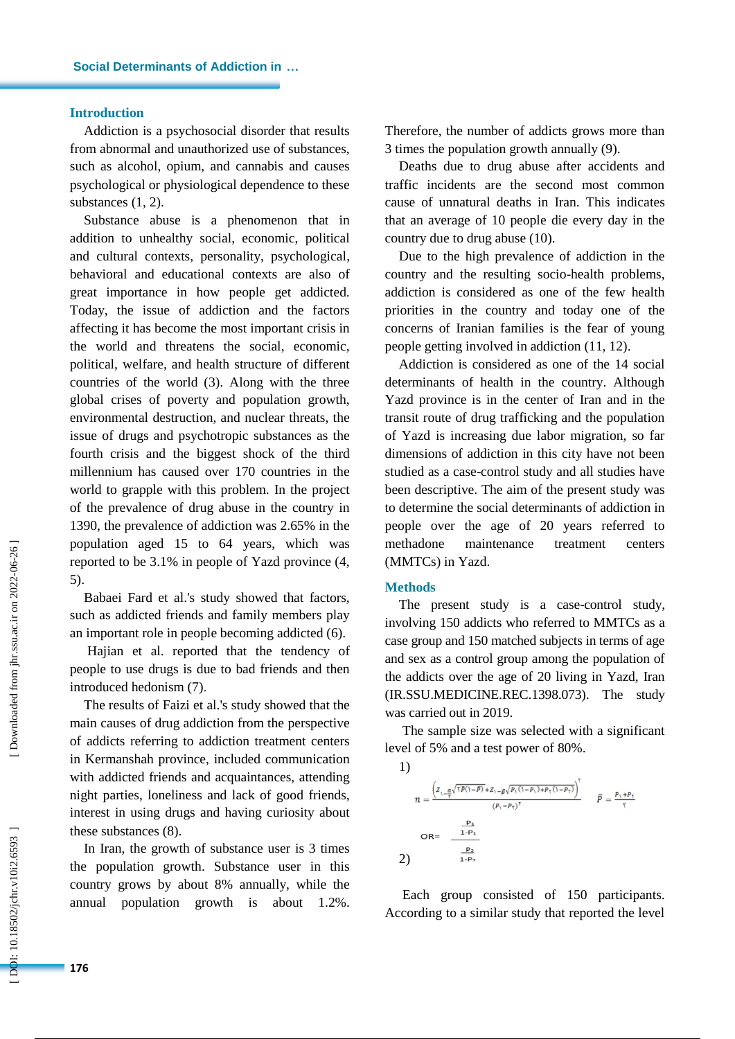## Introduction

Addiction is a psychosocial disorder that results from abnormal and unauthorized use of substances, such as alcohol, opium, and cannabis and causes psychological or physiological dependence to these substances (1, 2).

Substance abuse is a phenomenon that in addition to unhealthy social, economic, political and cultural contexts, personality, psychological, behavioral and educational contexts are also of great importance in how people get addicted. Today, the issue of addiction and the factors affecting it has become the most important crisis in the world and threatens the social, economic, political, welfare, and health structure of different countries of the world (3). Along with the three global crises of poverty and population growth, environmental destruction, and nuclear threats, the issue of drugs and psychotropic substances as the fourth crisis and the biggest shock of the third millennium has caused over 170 countries in the world to grapple with this problem. In the project of the prevalence of drug abuse in the country in 1390, the prevalence of addiction was 2.65% in the population aged 15 to 64 years, which was reported to be 3.1% in people of Yazd province (4, 5).

Babaei Fard et al.'s study showed that factors, such as addicted friends and family members play an important role in people becoming addicted (6).

Hajian et al. reported that the tendency of people to use drugs is due to bad friends and then introduced hedonism (7).

The results of Faizi et al.'s study showed that the main causes of drug addiction from the perspective of addicts referring to addiction treatment centers in Kermanshah province, included communication with addicted friends and acquaintances, attending night parties, loneliness and lack of good friends, interest in using drugs and having curiosity about these substances (8).

In Iran, the growth of substance user is 3 times the population growth. Substance user in this country grows by about 8% annually, while the annual population growth is about 1.2%. Therefore, the number of addicts grows more than 3 times the population growth annually (9).

Deaths due to drug abuse after accidents and traffic incidents are the second most common cause of unnatural deaths in Iran. This indicates that an average of 10 people die every day in the country due to drug abuse (10).

Due to the high prevalence of addiction in the country and the resulting socio-health problems, addiction is considered as one of the few health priorities in the country and today one of the concerns of Iranian families is the fear of young people getting involved in addiction (11, 12).

Addiction is considered as one of the 14 social determinants of health in the country. Although Yazd province is in the center of Iran and in the transit route of drug trafficking and the population of Yazd is increasing due labor migration, so far dimensions of addiction in this city have not been studied as a case-control study and all studies have been descriptive. The aim of the present study was to determine the social determinants of addiction in people over the age of 20 years referred to methadone maintenance treatment centers (MMTCs) in Yazd.

## Methods

The present study is a case-control study, involving 150 addicts who referred to MMTCs as a case group and 150 matched subjects in terms of age and sex as a control group among the population of the addicts over the age of 20 living in Yazd, Iran (IR.SSU.MEDICINE.REC.1398.073). The study was carried out in 2019.

The sample size was selected with a significant level of 5% and a test power of 80%.

1)

$$n = \frac{\left(Z_{1-\frac{\alpha}{2}}\sqrt{2\bar{P}(1-\bar{P})}+Z_{1-\beta}\sqrt{P_1(1-P_1)+P_2(1-P_2)}\right)^2}{(P_1-P_2)^2} \qquad \bar{P} = \frac{P_1+P_2}{2}$$

2)

$$OR = \frac{\frac{P_1}{1-P_1}}{\frac{P_2}{1-P_2}}$$

Each group consisted of 150 participants. According to a similar study that reported the level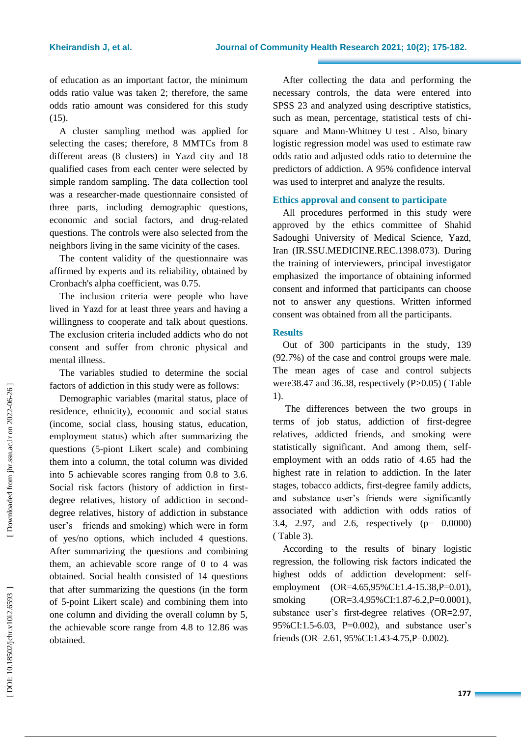of education as an important factor, the minimum odds ratio value was taken 2; therefore, the same odds ratio amount was considered for this study (15).

A cluster sampling method was applied for selecting the cases; therefore, 8 MMTCs from 8 different areas (8 clusters) in Yazd city and 18 qualified cases from each center were selected by simple random sampling. The data collection tool was a researcher-made questionnaire consisted of three parts, including demographic questions, economic and social factors, and drug-related questions. The controls were also selected from the neighbors living in the same vicinity of the cases.

The content validity of the questionnaire was affirmed by experts and its reliability, obtained by Cronbach's alpha coefficient, was 0.75.

The inclusion criteria were people who have lived in Yazd for at least three years and having a willingness to cooperate and talk about questions. The exclusion criteria included addicts who do not consent and suffer from chronic physical and mental illness.

The variables studied to determine the social factors of addiction in this study were as follows:

Demographic variables (marital status, place of residence, ethnicity), economic and social status (income, social class, housing status, education, employment status) which after summarizing the questions (5-piont Likert scale) and combining them into a column, the total column was divided into 5 achievable scores ranging from 0.8 to 3.6. Social risk factors (history of addiction in first-degree relatives, history of addiction in second-degree relatives, history of addiction in substance user's friends and smoking) which were in form of yes/no options, which included 4 questions. After summarizing the questions and combining them, an achievable score range of 0 to 4 was obtained. Social health consisted of 14 questions that after summarizing the questions (in the form of 5-point Likert scale) and combining them into one column and dividing the overall column by 5, the achievable score range from 4.8 to 12.86 was obtained.

After collecting the data and performing the necessary controls, the data were entered into SPSS 23 and analyzed using descriptive statistics, such as mean, percentage, statistical tests of chi-square and Mann-Whitney U test . Also, binary logistic regression model was used to estimate raw odds ratio and adjusted odds ratio to determine the predictors of addiction. A 95% confidence interval was used to interpret and analyze the results.

## Ethics approval and consent to participate

All procedures performed in this study were approved by the ethics committee of Shahid Sadoughi University of Medical Science, Yazd, Iran (IR.SSU.MEDICINE.REC.1398.073). During the training of interviewers, principal investigator emphasized the importance of obtaining informed consent and informed that participants can choose not to answer any questions. Written informed consent was obtained from all the participants.

## Results

Out of 300 participants in the study, 139 (92.7%) of the case and control groups were male. The mean ages of case and control subjects were38.47 and 36.38, respectively (P>0.05) ( Table 1).

The differences between the two groups in terms of job status, addiction of first-degree relatives, addicted friends, and smoking were statistically significant. And among them, self-employment with an odds ratio of 4.65 had the highest rate in relation to addiction. In the later stages, tobacco addicts, first-degree family addicts, and substance user's friends were significantly associated with addiction with odds ratios of 3.4, 2.97, and 2.6, respectively (p= 0.0000) ( Table 3).

According to the results of binary logistic regression, the following risk factors indicated the highest odds of addiction development: self-employment (OR=4.65,95%CI:1.4-15.38,P=0.01), smoking (OR=3.4,95%CI:1.87-6.2,P=0.0001), substance user's first-degree relatives (OR=2.97, 95%CI:1.5-6.03, P=0.002), and substance user's friends (OR=2.61, 95%CI:1.43-4.75,P=0.002).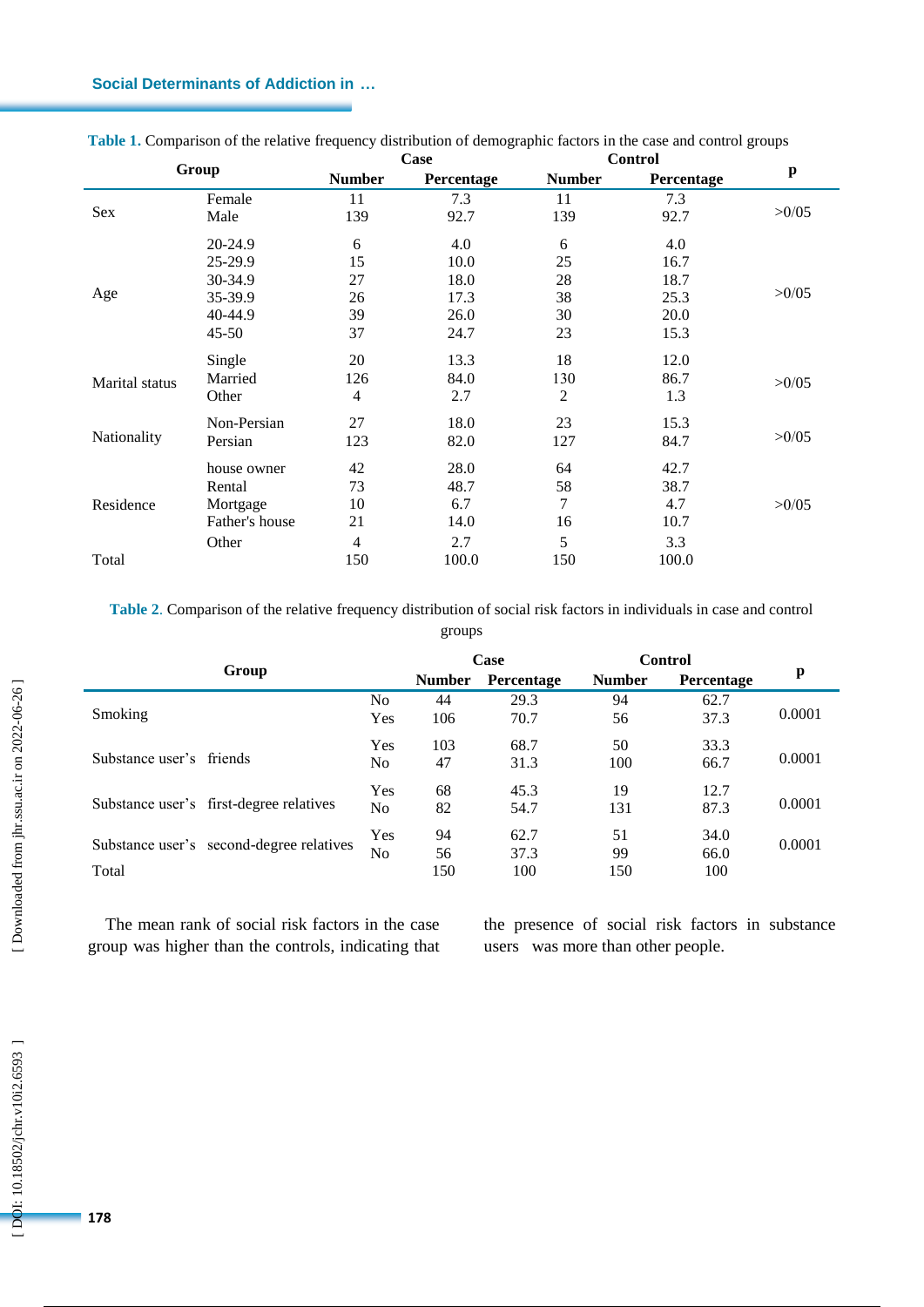**Table 1.** Comparison of the relative frequency distribution of demographic factors in the case and control groups

| Group | | Case | | Control | | p |
|---|---|---|---|---|---|---|
| | | Number | Percentage | Number | Percentage | |
| Sex | Female | 11 | 7.3 | 11 | 7.3 | >0/05 |
| | Male | 139 | 92.7 | 139 | 92.7 | |
| Age | 20-24.9 | 6 | 4.0 | 6 | 4.0 | >0/05 |
| | 25-29.9 | 15 | 10.0 | 25 | 16.7 | |
| | 30-34.9 | 27 | 18.0 | 28 | 18.7 | |
| | 35-39.9 | 26 | 17.3 | 38 | 25.3 | |
| | 40-44.9 | 39 | 26.0 | 30 | 20.0 | |
| | 45-50 | 37 | 24.7 | 23 | 15.3 | |
| Marital status | Single | 20 | 13.3 | 18 | 12.0 | >0/05 |
| | Married | 126 | 84.0 | 130 | 86.7 | |
| | Other | 4 | 2.7 | 2 | 1.3 | |
| Nationality | Non-Persian | 27 | 18.0 | 23 | 15.3 | >0/05 |
| | Persian | 123 | 82.0 | 127 | 84.7 | |
| Residence | house owner | 42 | 28.0 | 64 | 42.7 | >0/05 |
| | Rental | 73 | 48.7 | 58 | 38.7 | |
| | Mortgage | 10 | 6.7 | 7 | 4.7 | |
| | Father's house | 21 | 14.0 | 16 | 10.7 | |
| | Other | 4 | 2.7 | 5 | 3.3 | |
| Total | | 150 | 100.0 | 150 | 100.0 | |

**Table 2**. Comparison of the relative frequency distribution of social risk factors in individuals in case and control groups

| Group | | Case | | Control | | p |
|---|---|---|---|---|---|---|
| | | Number | Percentage | Number | Percentage | |
| Smoking | No | 44 | 29.3 | 94 | 62.7 | 0.0001 |
| | Yes | 106 | 70.7 | 56 | 37.3 | |
| Substance user's friends | Yes | 103 | 68.7 | 50 | 33.3 | 0.0001 |
| | No | 47 | 31.3 | 100 | 66.7 | |
| Substance user's first-degree relatives | Yes | 68 | 45.3 | 19 | 12.7 | 0.0001 |
| | No | 82 | 54.7 | 131 | 87.3 | |
| Substance user's second-degree relatives | Yes | 94 | 62.7 | 51 | 34.0 | 0.0001 |
| | No | 56 | 37.3 | 99 | 66.0 | |
| Total | | 150 | 100 | 150 | 100 | |

The mean rank of social risk factors in the case group was higher than the controls, indicating that the presence of social risk factors in substance users was more than other people.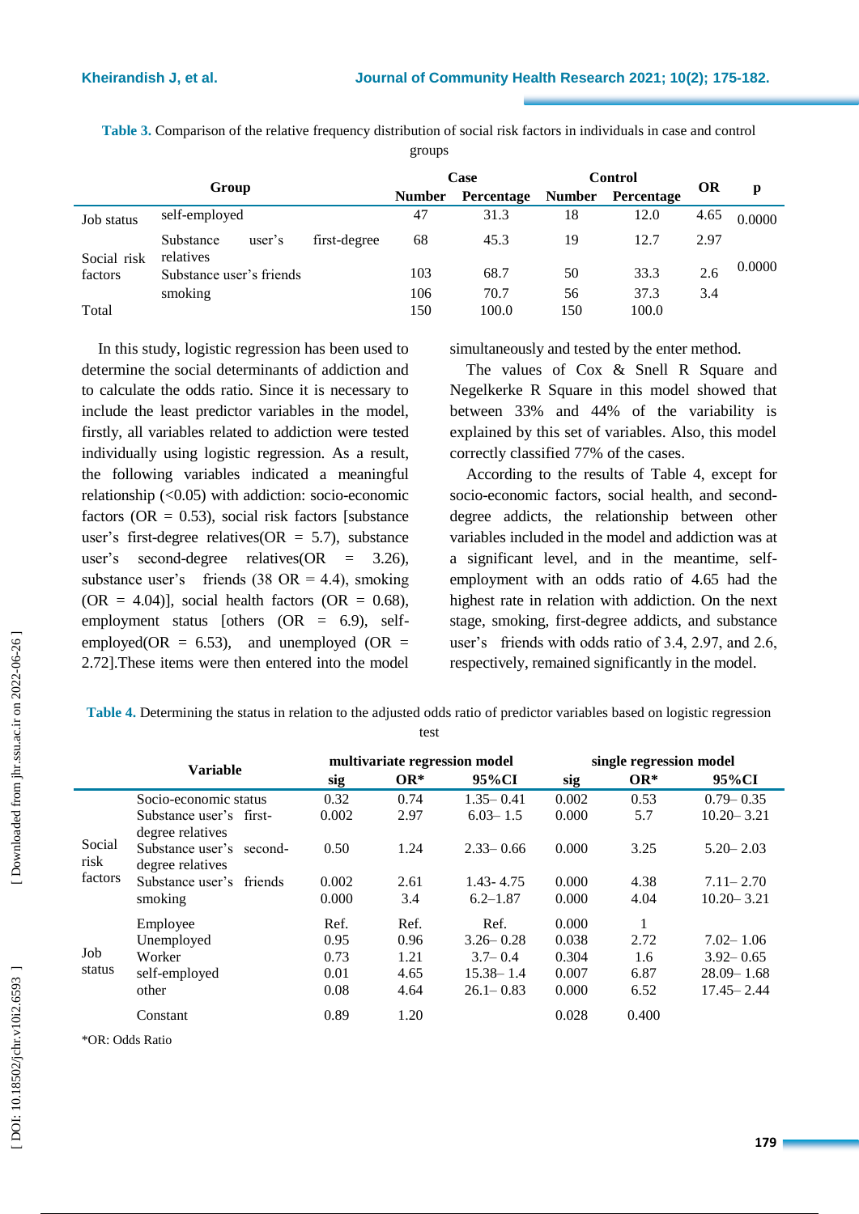**Table 3.** Comparison of the relative frequency distribution of social risk factors in individuals in case and control groups

| Group | | Case | | Control | | OR | p |
|---|---|---|---|---|---|---|---|
| | | Number | Percentage | Number | Percentage | | |
| Job status | self-employed | 47 | 31.3 | 18 | 12.0 | 4.65 | 0.0000 |
| Social risk factors | Substance user's first-degree relatives | 68 | 45.3 | 19 | 12.7 | 2.97 | 0.0000 |
| | Substance user's friends | 103 | 68.7 | 50 | 33.3 | 2.6 | |
| | smoking | 106 | 70.7 | 56 | 37.3 | 3.4 | |
| Total | | 150 | 100.0 | 150 | 100.0 | | |

In this study, logistic regression has been used to determine the social determinants of addiction and to calculate the odds ratio. Since it is necessary to include the least predictor variables in the model, firstly, all variables related to addiction were tested individually using logistic regression. As a result, the following variables indicated a meaningful relationship (<0.05) with addiction: socio-economic factors (OR = 0.53), social risk factors [substance user's first-degree relatives(OR = 5.7), substance user's second-degree relatives(OR = 3.26), substance user's friends (38 OR = 4.4), smoking (OR = 4.04)], social health factors (OR = 0.68), employment status [others (OR = 6.9), self-employed(OR = 6.53), and unemployed (OR = 2.72].These items were then entered into the model simultaneously and tested by the enter method.

The values of Cox & Snell R Square and Negelkerke R Square in this model showed that between 33% and 44% of the variability is explained by this set of variables. Also, this model correctly classified 77% of the cases.

According to the results of Table 4, except for socio-economic factors, social health, and second-degree addicts, the relationship between other variables included in the model and addiction was at a significant level, and in the meantime, self-employment with an odds ratio of 4.65 had the highest rate in relation with addiction. On the next stage, smoking, first-degree addicts, and substance user's friends with odds ratio of 3.4, 2.97, and 2.6, respectively, remained significantly in the model.

**Table 4.** Determining the status in relation to the adjusted odds ratio of predictor variables based on logistic regression test

| Variable | | multivariate regression model | | | single regression model | | |
|---|---|---|---|---|---|---|---|
| | | sig | OR* | 95%CI | sig | OR* | 95%CI |
| Social risk factors | Socio-economic status | 0.32 | 0.74 | 1.35– 0.41 | 0.002 | 0.53 | 0.79– 0.35 |
| | Substance user's first-degree relatives | 0.002 | 2.97 | 6.03– 1.5 | 0.000 | 5.7 | 10.20– 3.21 |
| | Substance user's second-degree relatives | 0.50 | 1.24 | 2.33– 0.66 | 0.000 | 3.25 | 5.20– 2.03 |
| | Substance user's friends | 0.002 | 2.61 | 1.43- 4.75 | 0.000 | 4.38 | 7.11– 2.70 |
| | smoking | 0.000 | 3.4 | 6.2–1.87 | 0.000 | 4.04 | 10.20– 3.21 |
| Job status | Employee | Ref. | Ref. | Ref. | 0.000 | 1 | |
| | Unemployed | 0.95 | 0.96 | 3.26– 0.28 | 0.038 | 2.72 | 7.02– 1.06 |
| | Worker | 0.73 | 1.21 | 3.7– 0.4 | 0.304 | 1.6 | 3.92– 0.65 |
| | self-employed | 0.01 | 4.65 | 15.38– 1.4 | 0.007 | 6.87 | 28.09– 1.68 |
| | other | 0.08 | 4.64 | 26.1– 0.83 | 0.000 | 6.52 | 17.45– 2.44 |
| | Constant | 0.89 | 1.20 | | 0.028 | 0.400 | |

*OR: Odds Ratio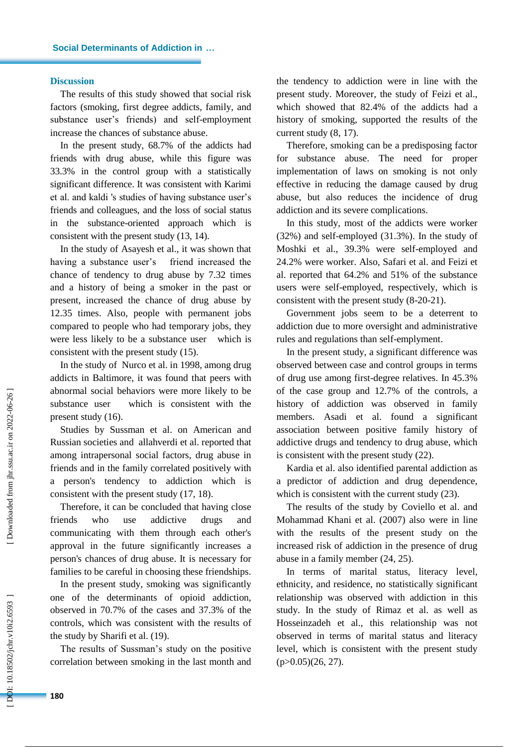## Discussion

The results of this study showed that social risk factors (smoking, first degree addicts, family, and substance user's friends) and self-employment increase the chances of substance abuse.

In the present study, 68.7% of the addicts had friends with drug abuse, while this figure was 33.3% in the control group with a statistically significant difference. It was consistent with Karimi et al. and kaldi 's studies of having substance user's friends and colleagues, and the loss of social status in the substance-oriented approach which is consistent with the present study (13, 14).

In the study of Asayesh et al., it was shown that having a substance user's friend increased the chance of tendency to drug abuse by 7.32 times and a history of being a smoker in the past or present, increased the chance of drug abuse by 12.35 times. Also, people with permanent jobs compared to people who had temporary jobs, they were less likely to be a substance user which is consistent with the present study (15).

In the study of Nurco et al. in 1998, among drug addicts in Baltimore, it was found that peers with abnormal social behaviors were more likely to be substance user which is consistent with the present study (16).

Studies by Sussman et al. on American and Russian societies and allahverdi et al. reported that among intrapersonal social factors, drug abuse in friends and in the family correlated positively with a person's tendency to addiction which is consistent with the present study (17, 18).

Therefore, it can be concluded that having close friends who use addictive drugs and communicating with them through each other's approval in the future significantly increases a person's chances of drug abuse. It is necessary for families to be careful in choosing these friendships.

In the present study, smoking was significantly one of the determinants of opioid addiction, observed in 70.7% of the cases and 37.3% of the controls, which was consistent with the results of the study by Sharifi et al. (19).

The results of Sussman's study on the positive correlation between smoking in the last month and the tendency to addiction were in line with the present study. Moreover, the study of Feizi et al., which showed that 82.4% of the addicts had a history of smoking, supported the results of the current study (8, 17).

Therefore, smoking can be a predisposing factor for substance abuse. The need for proper implementation of laws on smoking is not only effective in reducing the damage caused by drug abuse, but also reduces the incidence of drug addiction and its severe complications.

In this study, most of the addicts were worker (32%) and self-employed (31.3%). In the study of Moshki et al., 39.3% were self-employed and 24.2% were worker. Also, Safari et al. and Feizi et al. reported that 64.2% and 51% of the substance users were self-employed, respectively, which is consistent with the present study (8-20-21).

Government jobs seem to be a deterrent to addiction due to more oversight and administrative rules and regulations than self-emplyment.

In the present study, a significant difference was observed between case and control groups in terms of drug use among first-degree relatives. In 45.3% of the case group and 12.7% of the controls, a history of addiction was observed in family members. Asadi et al. found a significant association between positive family history of addictive drugs and tendency to drug abuse, which is consistent with the present study (22).

Kardia et al. also identified parental addiction as a predictor of addiction and drug dependence, which is consistent with the current study (23).

The results of the study by Coviello et al. and Mohammad Khani et al. (2007) also were in line with the results of the present study on the increased risk of addiction in the presence of drug abuse in a family member (24, 25).

In terms of marital status, literacy level, ethnicity, and residence, no statistically significant relationship was observed with addiction in this study. In the study of Rimaz et al. as well as Hosseinzadeh et al., this relationship was not observed in terms of marital status and literacy level, which is consistent with the present study ($p>0.05$)(26, 27).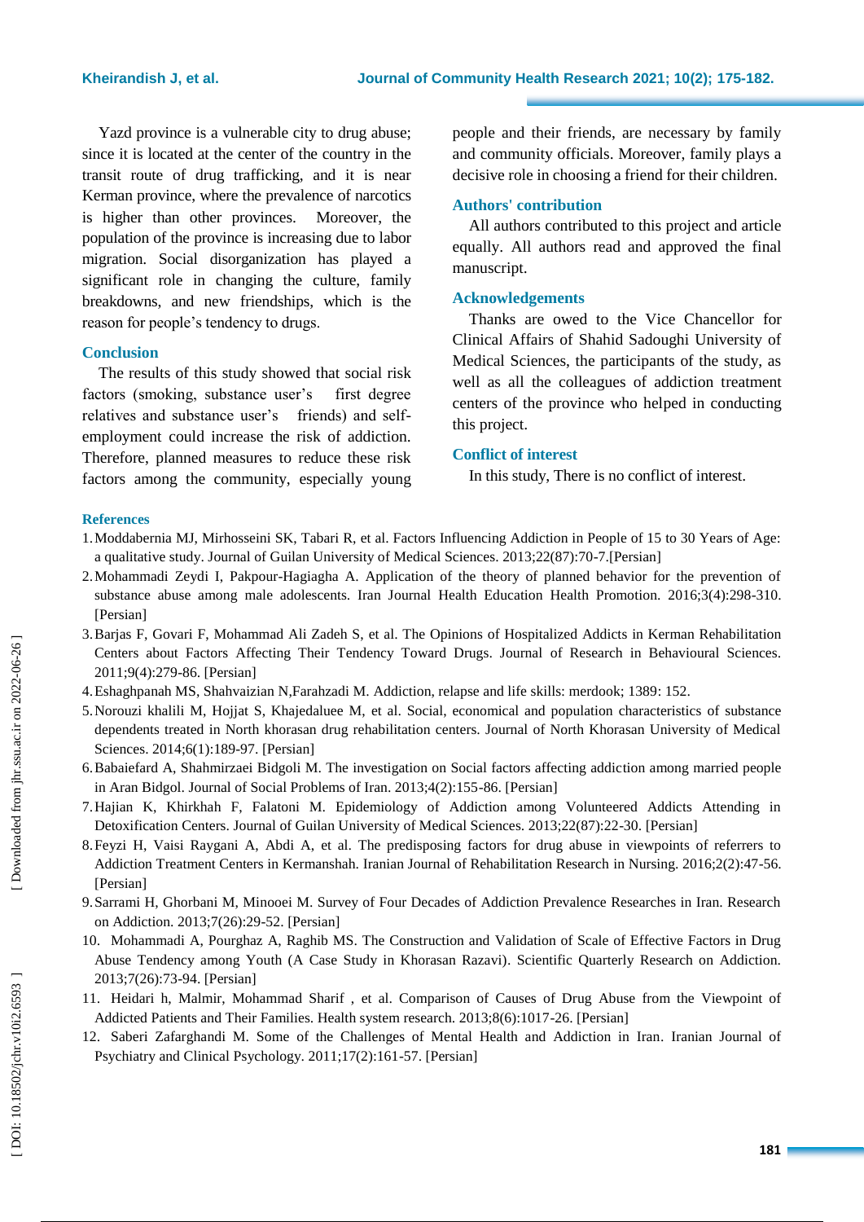Yazd province is a vulnerable city to drug abuse; since it is located at the center of the country in the transit route of drug trafficking, and it is near Kerman province, where the prevalence of narcotics is higher than other provinces. Moreover, the population of the province is increasing due to labor migration. Social disorganization has played a significant role in changing the culture, family breakdowns, and new friendships, which is the reason for people's tendency to drugs.

## Conclusion

The results of this study showed that social risk factors (smoking, substance user's first degree relatives and substance user's friends) and self-employment could increase the risk of addiction. Therefore, planned measures to reduce these risk factors among the community, especially young people and their friends, are necessary by family and community officials. Moreover, family plays a decisive role in choosing a friend for their children.

## Authors' contribution

All authors contributed to this project and article equally. All authors read and approved the final manuscript.

## Acknowledgements

Thanks are owed to the Vice Chancellor for Clinical Affairs of Shahid Sadoughi University of Medical Sciences, the participants of the study, as well as all the colleagues of addiction treatment centers of the province who helped in conducting this project.

## Conflict of interest

In this study, There is no conflict of interest.

## References

1. Moddabernia MJ, Mirhosseini SK, Tabari R, et al. Factors Influencing Addiction in People of 15 to 30 Years of Age: a qualitative study. Journal of Guilan University of Medical Sciences. 2013;22(87):70-7.[Persian]
2. Mohammadi Zeydi I, Pakpour-Hagiagha A. Application of the theory of planned behavior for the prevention of substance abuse among male adolescents. Iran Journal Health Education Health Promotion. 2016;3(4):298-310. [Persian]
3. Barjas F, Govari F, Mohammad Ali Zadeh S, et al. The Opinions of Hospitalized Addicts in Kerman Rehabilitation Centers about Factors Affecting Their Tendency Toward Drugs. Journal of Research in Behavioural Sciences. 2011;9(4):279-86. [Persian]
4. Eshaghpanah MS, Shahvaizian N,Farahzadi M. Addiction, relapse and life skills: merdook; 1389: 152.
5. Norouzi khalili M, Hojjat S, Khajedaluee M, et al. Social, economical and population characteristics of substance dependents treated in North khorasan drug rehabilitation centers. Journal of North Khorasan University of Medical Sciences. 2014;6(1):189-97. [Persian]
6. Babaiefard A, Shahmirzaei Bidgoli M. The investigation on Social factors affecting addiction among married people in Aran Bidgol. Journal of Social Problems of Iran. 2013;4(2):155-86. [Persian]
7. Hajian K, Khirkhah F, Falatoni M. Epidemiology of Addiction among Volunteered Addicts Attending in Detoxification Centers. Journal of Guilan University of Medical Sciences. 2013;22(87):22-30. [Persian]
8. Feyzi H, Vaisi Raygani A, Abdi A, et al. The predisposing factors for drug abuse in viewpoints of referrers to Addiction Treatment Centers in Kermanshah. Iranian Journal of Rehabilitation Research in Nursing. 2016;2(2):47-56. [Persian]
9. Sarrami H, Ghorbani M, Minooei M. Survey of Four Decades of Addiction Prevalence Researches in Iran. Research on Addiction. 2013;7(26):29-52. [Persian]
10. Mohammadi A, Pourghaz A, Raghib MS. The Construction and Validation of Scale of Effective Factors in Drug Abuse Tendency among Youth (A Case Study in Khorasan Razavi). Scientific Quarterly Research on Addiction. 2013;7(26):73-94. [Persian]
11. Heidari h, Malmir, Mohammad Sharif , et al. Comparison of Causes of Drug Abuse from the Viewpoint of Addicted Patients and Their Families. Health system research. 2013;8(6):1017-26. [Persian]
12. Saberi Zafarghandi M. Some of the Challenges of Mental Health and Addiction in Iran. Iranian Journal of Psychiatry and Clinical Psychology. 2011;17(2):161-57. [Persian]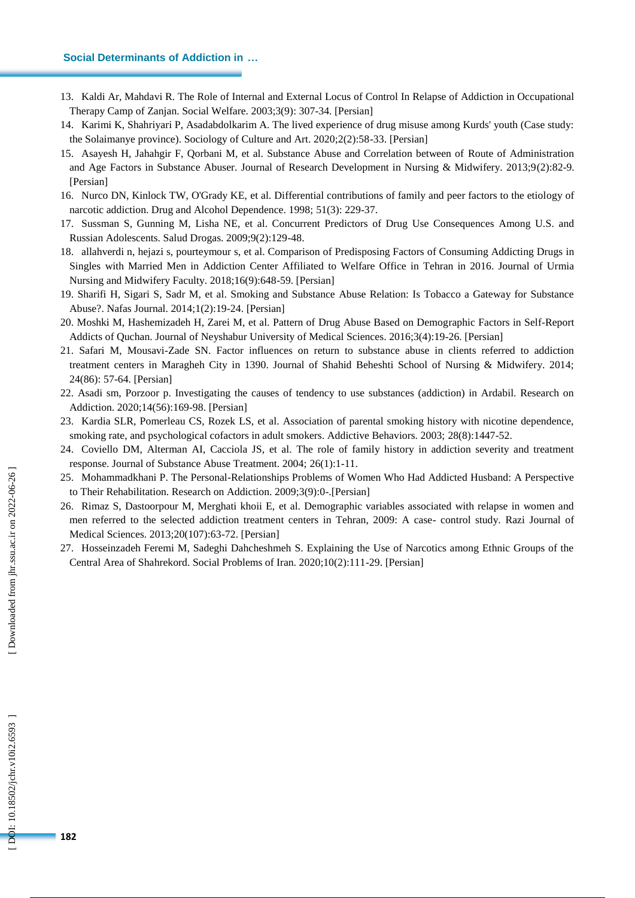13. Kaldi Ar, Mahdavi R. The Role of Internal and External Locus of Control In Relapse of Addiction in Occupational Therapy Camp of Zanjan. Social Welfare. 2003;3(9): 307-34. [Persian]
14. Karimi K, Shahriyari P, Asadabdolkarim A. The lived experience of drug misuse among Kurds' youth (Case study: the Solaimanye province). Sociology of Culture and Art. 2020;2(2):58-33. [Persian]
15. Asayesh H, Jahahgir F, Qorbani M, et al. Substance Abuse and Correlation between of Route of Administration and Age Factors in Substance Abuser. Journal of Research Development in Nursing & Midwifery. 2013;9(2):82-9. [Persian]
16. Nurco DN, Kinlock TW, O'Grady KE, et al. Differential contributions of family and peer factors to the etiology of narcotic addiction. Drug and Alcohol Dependence. 1998; 51(3): 229-37.
17. Sussman S, Gunning M, Lisha NE, et al. Concurrent Predictors of Drug Use Consequences Among U.S. and Russian Adolescents. Salud Drogas. 2009;9(2):129-48.
18. allahverdi n, hejazi s, pourteymour s, et al. Comparison of Predisposing Factors of Consuming Addicting Drugs in Singles with Married Men in Addiction Center Affiliated to Welfare Office in Tehran in 2016. Journal of Urmia Nursing and Midwifery Faculty. 2018;16(9):648-59. [Persian]
19. Sharifi H, Sigari S, Sadr M, et al. Smoking and Substance Abuse Relation: Is Tobacco a Gateway for Substance Abuse?. Nafas Journal. 2014;1(2):19-24. [Persian]
20. Moshki M, Hashemizadeh H, Zarei M, et al. Pattern of Drug Abuse Based on Demographic Factors in Self-Report Addicts of Quchan. Journal of Neyshabur University of Medical Sciences. 2016;3(4):19-26. [Persian]
21. Safari M, Mousavi-Zade SN. Factor influences on return to substance abuse in clients referred to addiction treatment centers in Maragheh City in 1390. Journal of Shahid Beheshti School of Nursing & Midwifery. 2014; 24(86): 57-64. [Persian]
22. Asadi sm, Porzoor p. Investigating the causes of tendency to use substances (addiction) in Ardabil. Research on Addiction. 2020;14(56):169-98. [Persian]
23. Kardia SLR, Pomerleau CS, Rozek LS, et al. Association of parental smoking history with nicotine dependence, smoking rate, and psychological cofactors in adult smokers. Addictive Behaviors. 2003; 28(8):1447-52.
24. Coviello DM, Alterman AI, Cacciola JS, et al. The role of family history in addiction severity and treatment response. Journal of Substance Abuse Treatment. 2004; 26(1):1-11.
25. Mohammadkhani P. The Personal-Relationships Problems of Women Who Had Addicted Husband: A Perspective to Their Rehabilitation. Research on Addiction. 2009;3(9):0-.[Persian]
26. Rimaz S, Dastoorpour M, Merghati khoii E, et al. Demographic variables associated with relapse in women and men referred to the selected addiction treatment centers in Tehran, 2009: A case- control study. Razi Journal of Medical Sciences. 2013;20(107):63-72. [Persian]
27. Hosseinzadeh Feremi M, Sadeghi Dahcheshmeh S. Explaining the Use of Narcotics among Ethnic Groups of the Central Area of Shahrekord. Social Problems of Iran. 2020;10(2):111-29. [Persian]